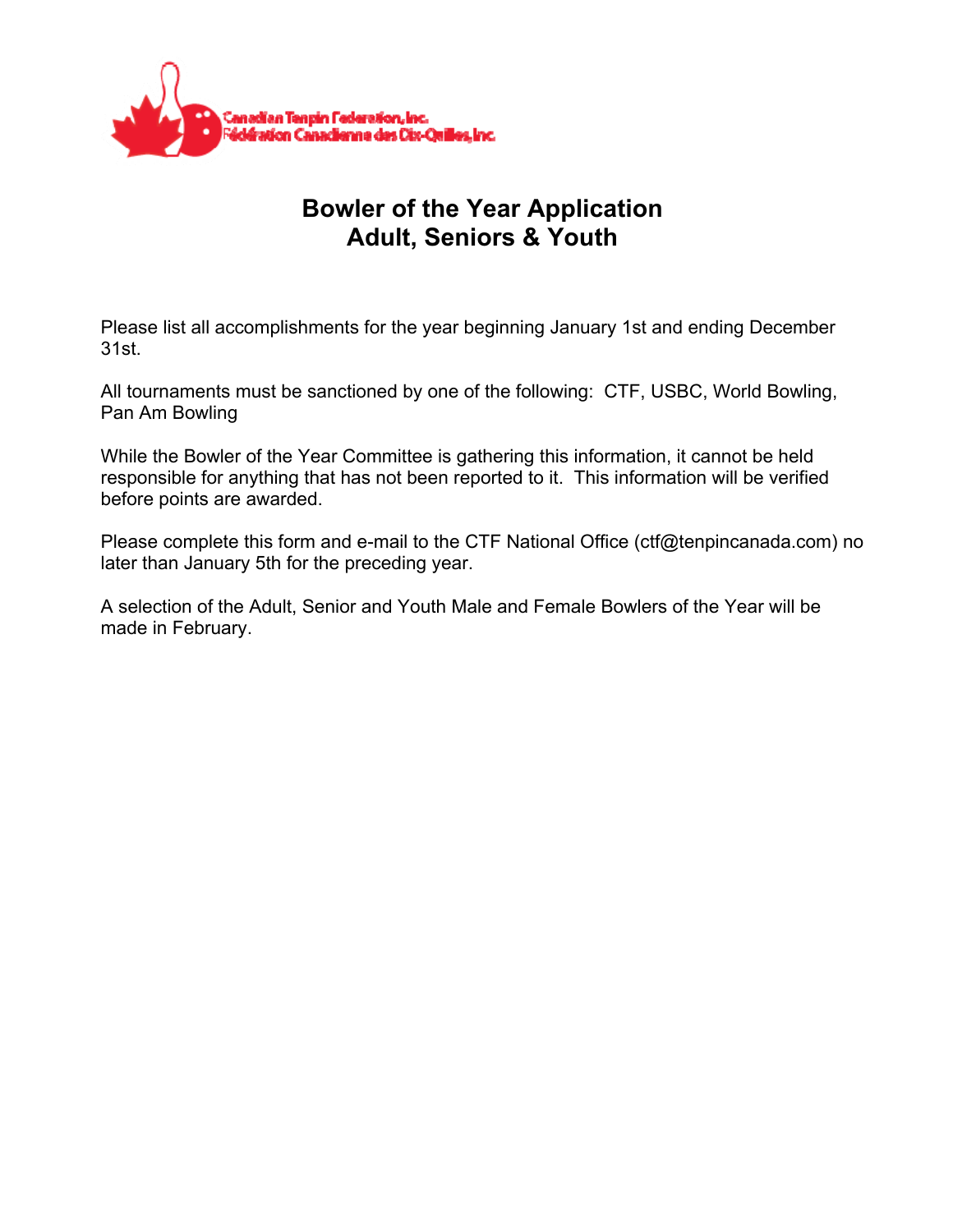Canadian Tenpin Federation, Inc.
Fédération Canadienne des Dix-Quilles, Inc.

# Bowler of the Year Application
# Adult, Seniors & Youth

Please list all accomplishments for the year beginning January 1st and ending December 31st.

All tournaments must be sanctioned by one of the following: CTF, USBC, World Bowling, Pan Am Bowling

While the Bowler of the Year Committee is gathering this information, it cannot be held responsible for anything that has not been reported to it. This information will be verified before points are awarded.

Please complete this form and e-mail to the CTF National Office (ctf@tenpincanada.com) no later than January 5th for the preceding year.

A selection of the Adult, Senior and Youth Male and Female Bowlers of the Year will be made in February.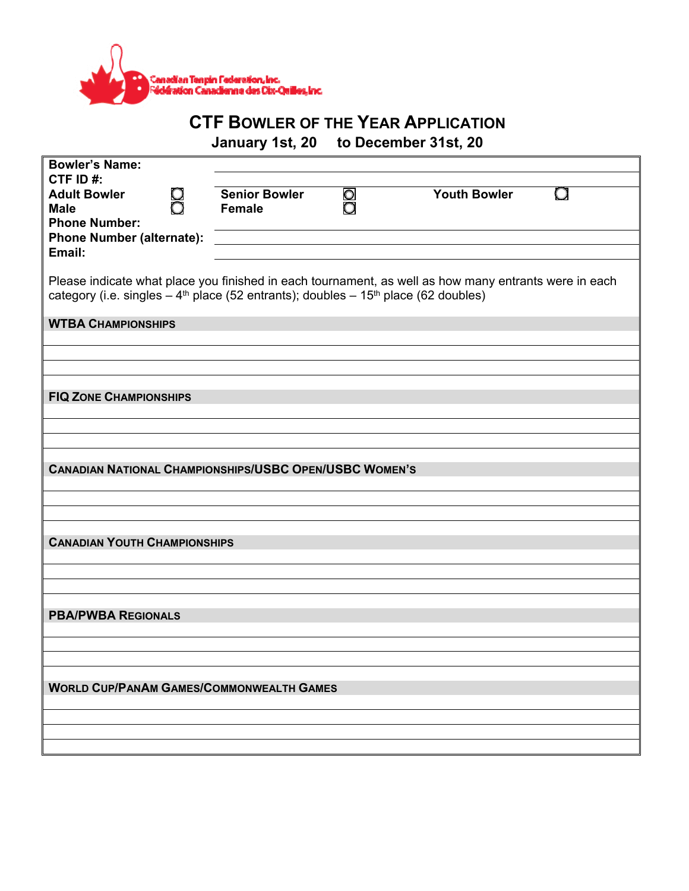Canadian Tenpin Federation, Inc.
Fédération Canadienne des Dix-Quilles, Inc.

# CTF Bowler of the Year Application

**January 1st, 20     to December 31st, 20**

| | | | |
|---|---|---|---|
| **Bowler's Name:** | | | |
| **CTF ID #:** | | | |
| **Adult Bowler** ☐ | **Senior Bowler** ☐ | **Youth Bowler** ☐ | |
| **Male** ☐ | **Female** ☐ | | |
| **Phone Number:** | | | |
| **Phone Number (alternate):** | | | |
| **Email:** | | | |

Please indicate what place you finished in each tournament, as well as how many entrants were in each category (i.e. singles – 4th place (52 entrants); doubles – 15th place (62 doubles)

| **WTBA Championships** |
|---|
| |
| |
| |
| |

| **FIQ Zone Championships** |
|---|
| |
| |
| |
| |

| **Canadian National Championships/USBC Open/USBC Women's** |
|---|
| |
| |
| |
| |

| **Canadian Youth Championships** |
|---|
| |
| |
| |
| |

| **PBA/PWBA Regionals** |
|---|
| |
| |
| |
| |

| **World Cup/PanAm Games/Commonwealth Games** |
|---|
| |
| |
| |
| |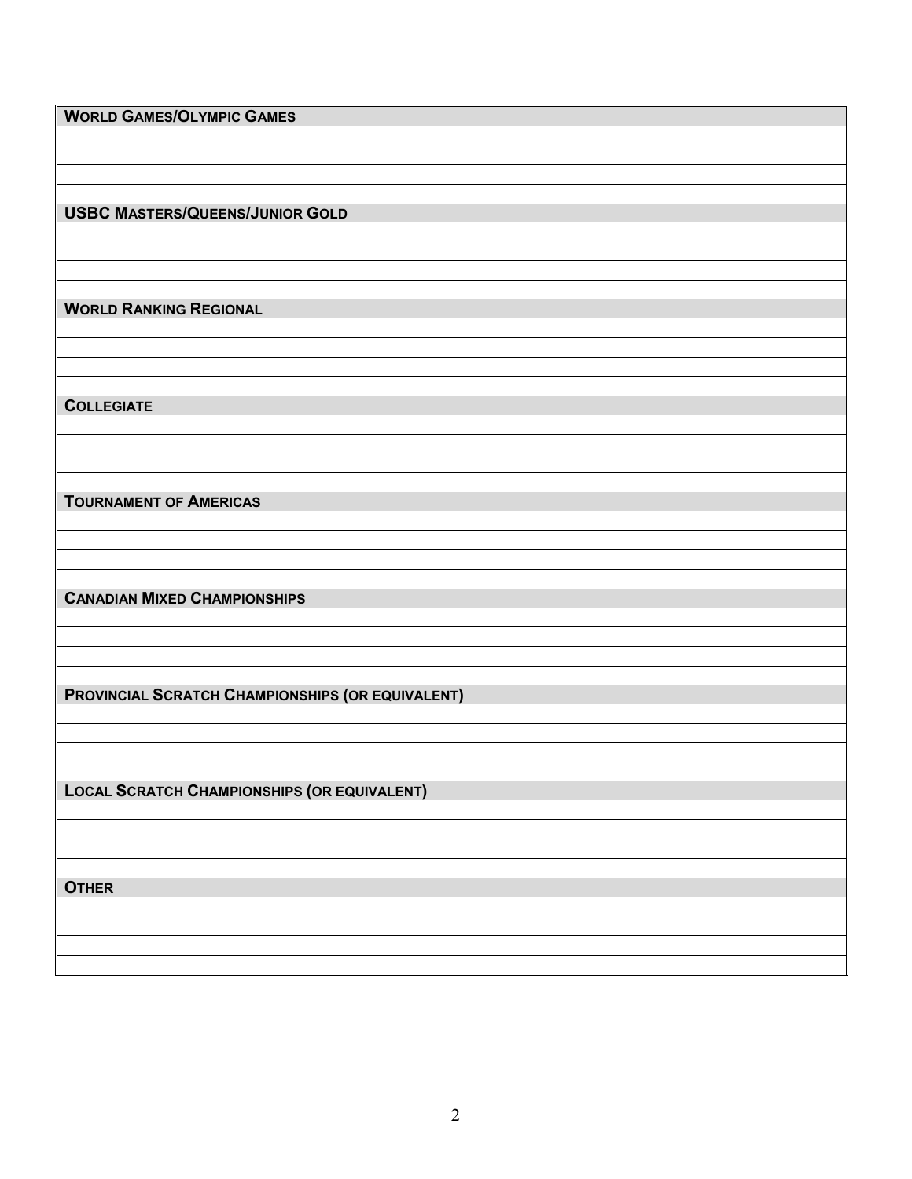| **World Games/Olympic Games** |
|---|
| |
| |
| |
| |
| **USBC Masters/Queens/Junior Gold** |
| |
| |
| |
| |
| **World Ranking Regional** |
| |
| |
| |
| |
| **Collegiate** |
| |
| |
| |
| |
| **Tournament of Americas** |
| |
| |
| |
| |
| **Canadian Mixed Championships** |
| |
| |
| |
| |
| **Provincial Scratch Championships (or equivalent)** |
| |
| |
| |
| |
| **Local Scratch Championships (or equivalent)** |
| |
| |
| |
| |
| **Other** |
| |
| |
| |
| |